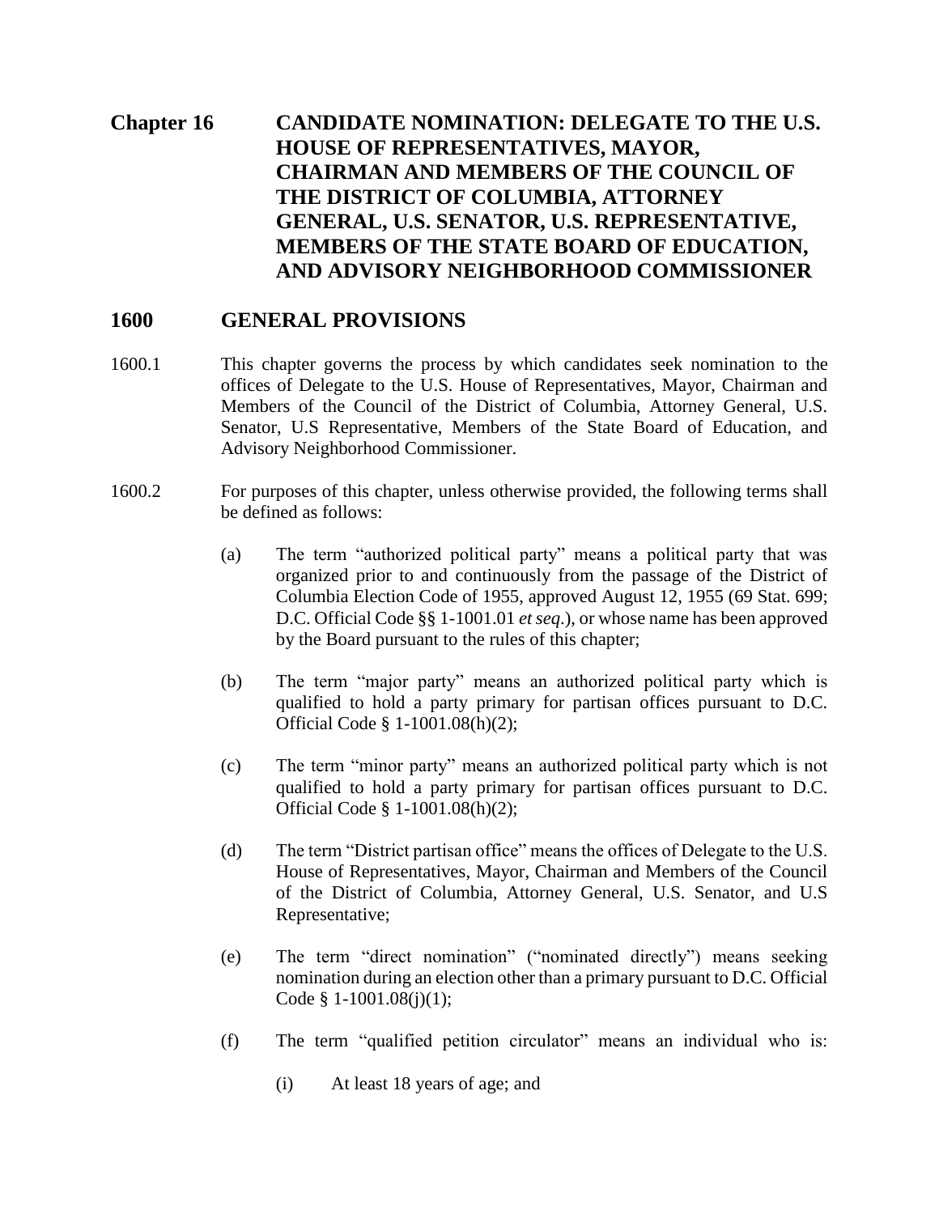# Chapter 16 CANDIDATE NOMINATION: DELEGATE TO THE U.S. HOUSE OF REPRESENTATIVES, MAYOR, CHAIRMAN AND MEMBERS OF THE COUNCIL OF THE DISTRICT OF COLUMBIA, ATTORNEY GENERAL, U.S. SENATOR, U.S. REPRESENTATIVE, MEMBERS OF THE STATE BOARD OF EDUCATION, AND ADVISORY NEIGHBORHOOD COMMISSIONER

## 1600 GENERAL PROVISIONS

1600.1 This chapter governs the process by which candidates seek nomination to the offices of Delegate to the U.S. House of Representatives, Mayor, Chairman and Members of the Council of the District of Columbia, Attorney General, U.S. Senator, U.S Representative, Members of the State Board of Education, and Advisory Neighborhood Commissioner.

1600.2 For purposes of this chapter, unless otherwise provided, the following terms shall be defined as follows:

(a) The term "authorized political party" means a political party that was organized prior to and continuously from the passage of the District of Columbia Election Code of 1955, approved August 12, 1955 (69 Stat. 699; D.C. Official Code §§ 1-1001.01 *et seq*.), or whose name has been approved by the Board pursuant to the rules of this chapter;

(b) The term "major party" means an authorized political party which is qualified to hold a party primary for partisan offices pursuant to D.C. Official Code § 1-1001.08(h)(2);

(c) The term "minor party" means an authorized political party which is not qualified to hold a party primary for partisan offices pursuant to D.C. Official Code § 1-1001.08(h)(2);

(d) The term "District partisan office" means the offices of Delegate to the U.S. House of Representatives, Mayor, Chairman and Members of the Council of the District of Columbia, Attorney General, U.S. Senator, and U.S Representative;

(e) The term "direct nomination" ("nominated directly") means seeking nomination during an election other than a primary pursuant to D.C. Official Code § 1-1001.08(j)(1);

(f) The term "qualified petition circulator" means an individual who is:

(i) At least 18 years of age; and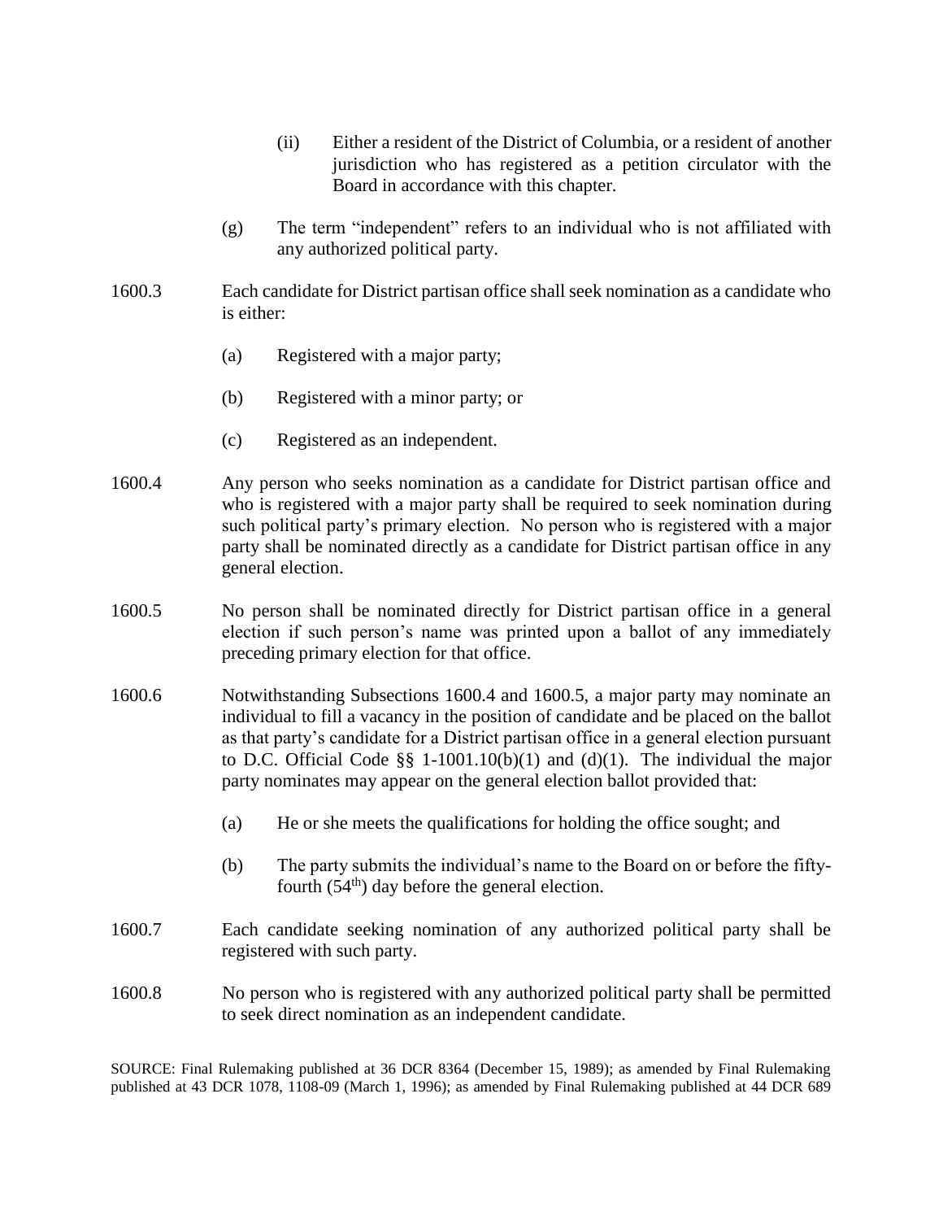(ii) Either a resident of the District of Columbia, or a resident of another jurisdiction who has registered as a petition circulator with the Board in accordance with this chapter.

(g) The term "independent" refers to an individual who is not affiliated with any authorized political party.

1600.3 Each candidate for District partisan office shall seek nomination as a candidate who is either:

(a) Registered with a major party;

(b) Registered with a minor party; or

(c) Registered as an independent.

1600.4 Any person who seeks nomination as a candidate for District partisan office and who is registered with a major party shall be required to seek nomination during such political party's primary election. No person who is registered with a major party shall be nominated directly as a candidate for District partisan office in any general election.

1600.5 No person shall be nominated directly for District partisan office in a general election if such person's name was printed upon a ballot of any immediately preceding primary election for that office.

1600.6 Notwithstanding Subsections 1600.4 and 1600.5, a major party may nominate an individual to fill a vacancy in the position of candidate and be placed on the ballot as that party's candidate for a District partisan office in a general election pursuant to D.C. Official Code §§ 1-1001.10(b)(1) and (d)(1). The individual the major party nominates may appear on the general election ballot provided that:

(a) He or she meets the qualifications for holding the office sought; and

(b) The party submits the individual's name to the Board on or before the fifty-fourth (54th) day before the general election.

1600.7 Each candidate seeking nomination of any authorized political party shall be registered with such party.

1600.8 No person who is registered with any authorized political party shall be permitted to seek direct nomination as an independent candidate.

SOURCE: Final Rulemaking published at 36 DCR 8364 (December 15, 1989); as amended by Final Rulemaking published at 43 DCR 1078, 1108-09 (March 1, 1996); as amended by Final Rulemaking published at 44 DCR 689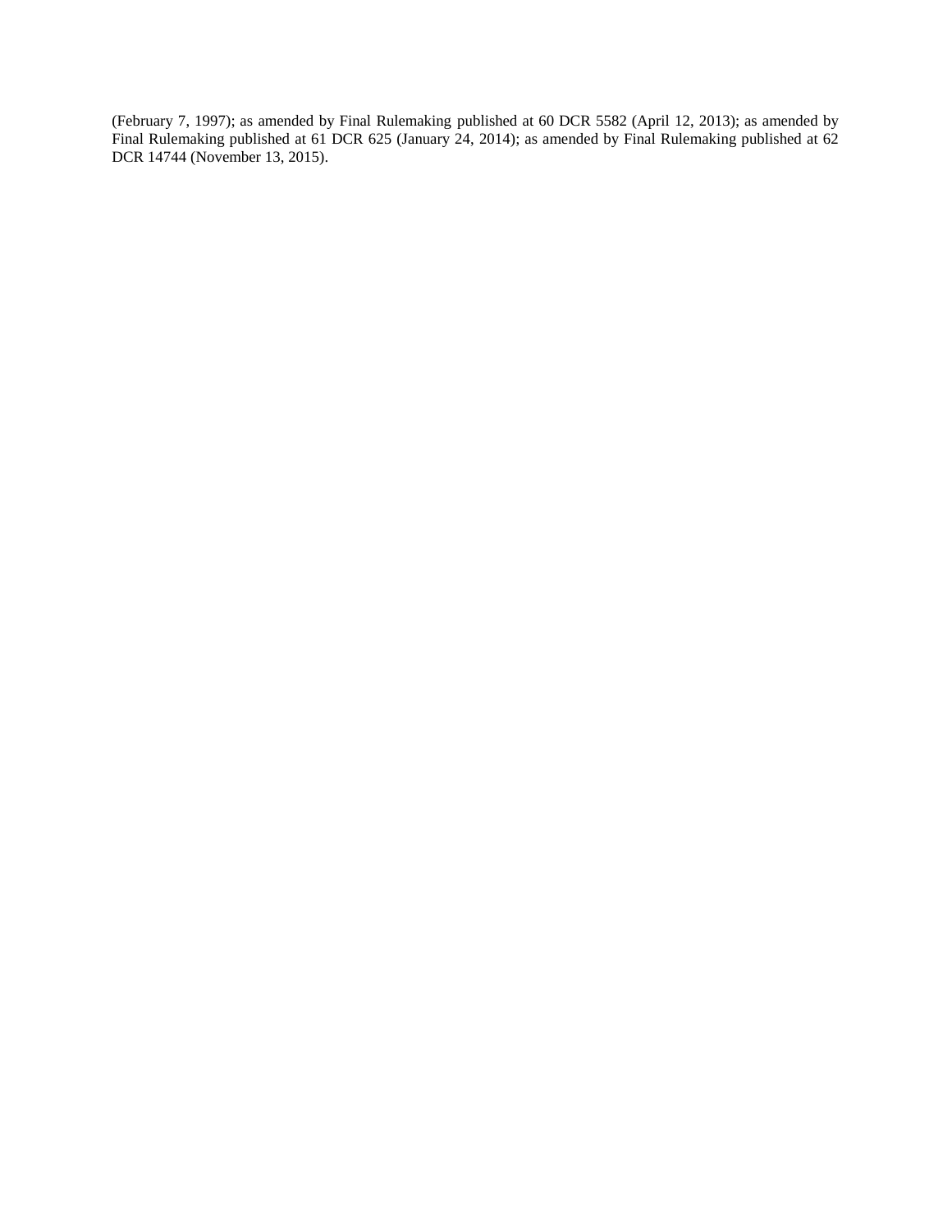(February 7, 1997); as amended by Final Rulemaking published at 60 DCR 5582 (April 12, 2013); as amended by Final Rulemaking published at 61 DCR 625 (January 24, 2014); as amended by Final Rulemaking published at 62 DCR 14744 (November 13, 2015).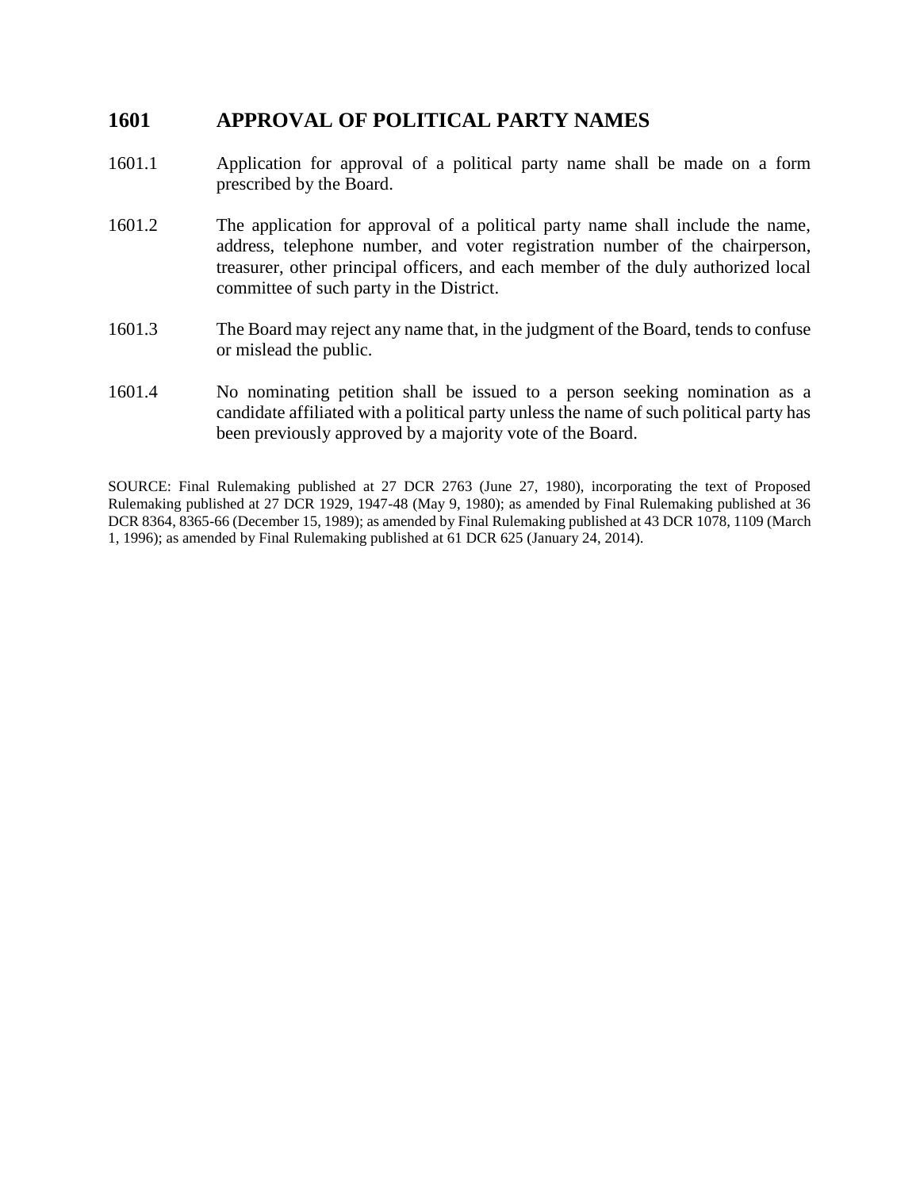## 1601 APPROVAL OF POLITICAL PARTY NAMES

1601.1 Application for approval of a political party name shall be made on a form prescribed by the Board.

1601.2 The application for approval of a political party name shall include the name, address, telephone number, and voter registration number of the chairperson, treasurer, other principal officers, and each member of the duly authorized local committee of such party in the District.

1601.3 The Board may reject any name that, in the judgment of the Board, tends to confuse or mislead the public.

1601.4 No nominating petition shall be issued to a person seeking nomination as a candidate affiliated with a political party unless the name of such political party has been previously approved by a majority vote of the Board.

SOURCE: Final Rulemaking published at 27 DCR 2763 (June 27, 1980), incorporating the text of Proposed Rulemaking published at 27 DCR 1929, 1947-48 (May 9, 1980); as amended by Final Rulemaking published at 36 DCR 8364, 8365-66 (December 15, 1989); as amended by Final Rulemaking published at 43 DCR 1078, 1109 (March 1, 1996); as amended by Final Rulemaking published at 61 DCR 625 (January 24, 2014).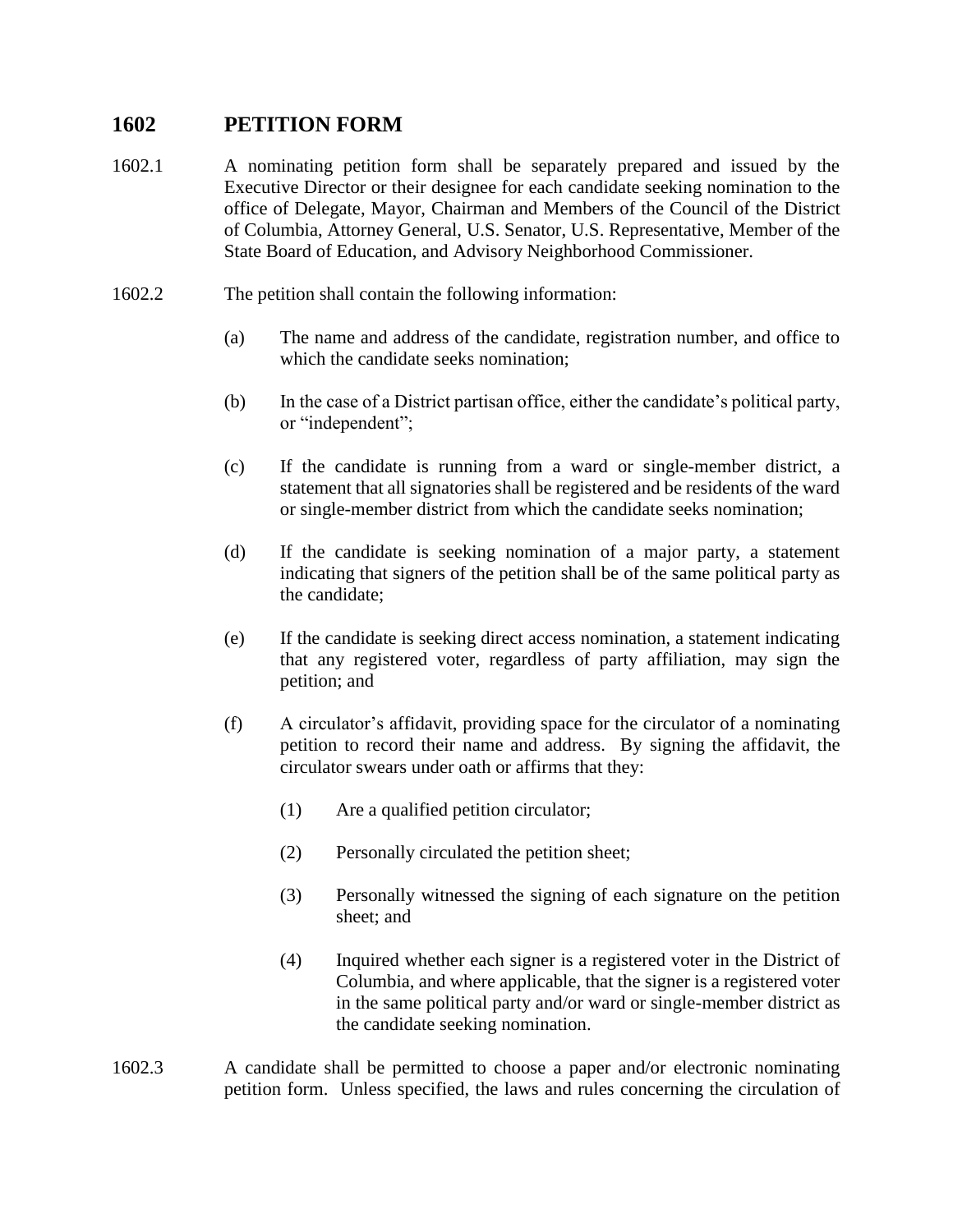## 1602 PETITION FORM

1602.1 A nominating petition form shall be separately prepared and issued by the Executive Director or their designee for each candidate seeking nomination to the office of Delegate, Mayor, Chairman and Members of the Council of the District of Columbia, Attorney General, U.S. Senator, U.S. Representative, Member of the State Board of Education, and Advisory Neighborhood Commissioner.

1602.2 The petition shall contain the following information:

- (a) The name and address of the candidate, registration number, and office to which the candidate seeks nomination;
- (b) In the case of a District partisan office, either the candidate's political party, or "independent";
- (c) If the candidate is running from a ward or single-member district, a statement that all signatories shall be registered and be residents of the ward or single-member district from which the candidate seeks nomination;
- (d) If the candidate is seeking nomination of a major party, a statement indicating that signers of the petition shall be of the same political party as the candidate;
- (e) If the candidate is seeking direct access nomination, a statement indicating that any registered voter, regardless of party affiliation, may sign the petition; and
- (f) A circulator's affidavit, providing space for the circulator of a nominating petition to record their name and address. By signing the affidavit, the circulator swears under oath or affirms that they:
  - (1) Are a qualified petition circulator;
  - (2) Personally circulated the petition sheet;
  - (3) Personally witnessed the signing of each signature on the petition sheet; and
  - (4) Inquired whether each signer is a registered voter in the District of Columbia, and where applicable, that the signer is a registered voter in the same political party and/or ward or single-member district as the candidate seeking nomination.

1602.3 A candidate shall be permitted to choose a paper and/or electronic nominating petition form. Unless specified, the laws and rules concerning the circulation of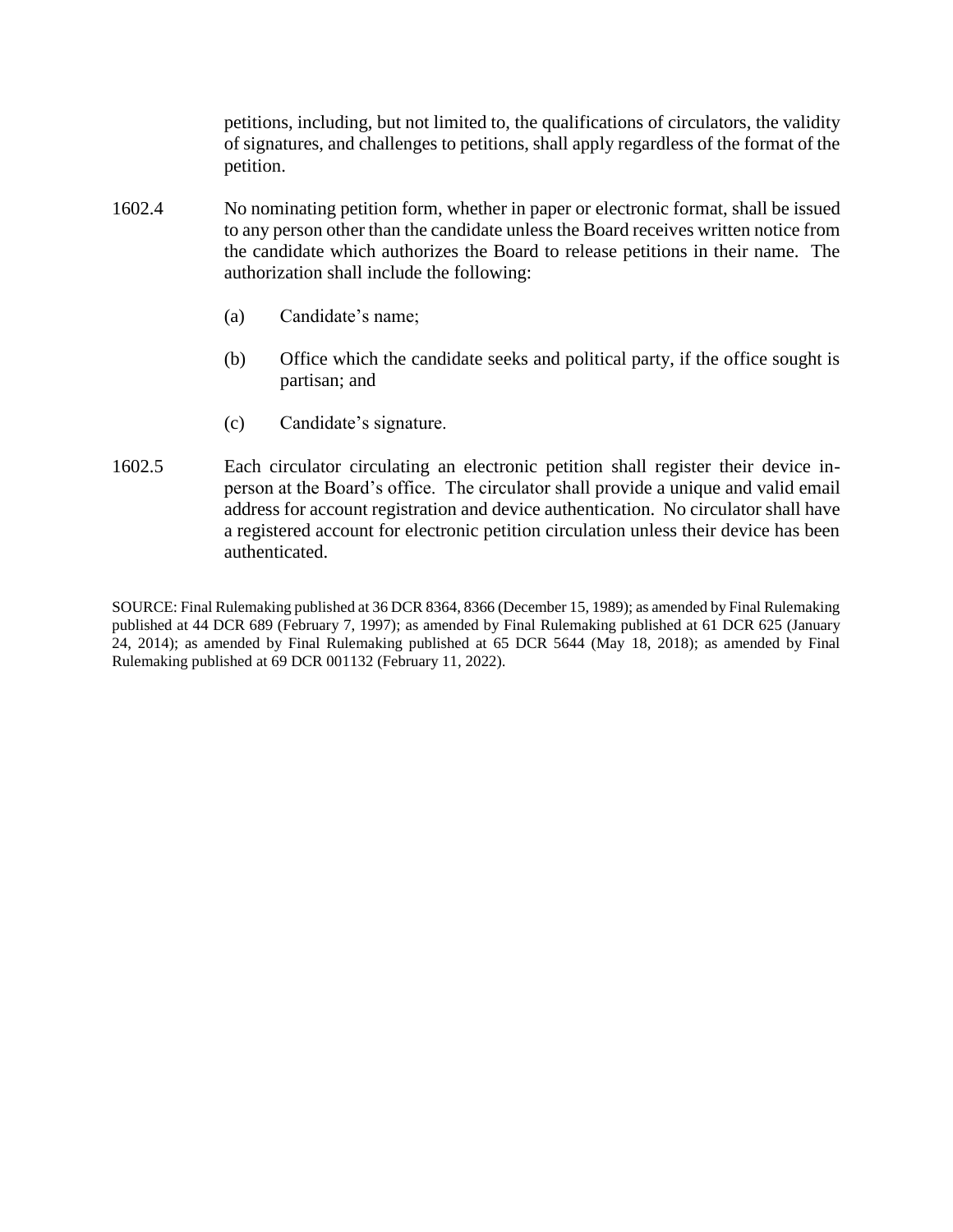petitions, including, but not limited to, the qualifications of circulators, the validity of signatures, and challenges to petitions, shall apply regardless of the format of the petition.

1602.4 No nominating petition form, whether in paper or electronic format, shall be issued to any person other than the candidate unless the Board receives written notice from the candidate which authorizes the Board to release petitions in their name. The authorization shall include the following:

(a) Candidate's name;

(b) Office which the candidate seeks and political party, if the office sought is partisan; and

(c) Candidate's signature.

1602.5 Each circulator circulating an electronic petition shall register their device in-person at the Board's office. The circulator shall provide a unique and valid email address for account registration and device authentication. No circulator shall have a registered account for electronic petition circulation unless their device has been authenticated.

SOURCE: Final Rulemaking published at 36 DCR 8364, 8366 (December 15, 1989); as amended by Final Rulemaking published at 44 DCR 689 (February 7, 1997); as amended by Final Rulemaking published at 61 DCR 625 (January 24, 2014); as amended by Final Rulemaking published at 65 DCR 5644 (May 18, 2018); as amended by Final Rulemaking published at 69 DCR 001132 (February 11, 2022).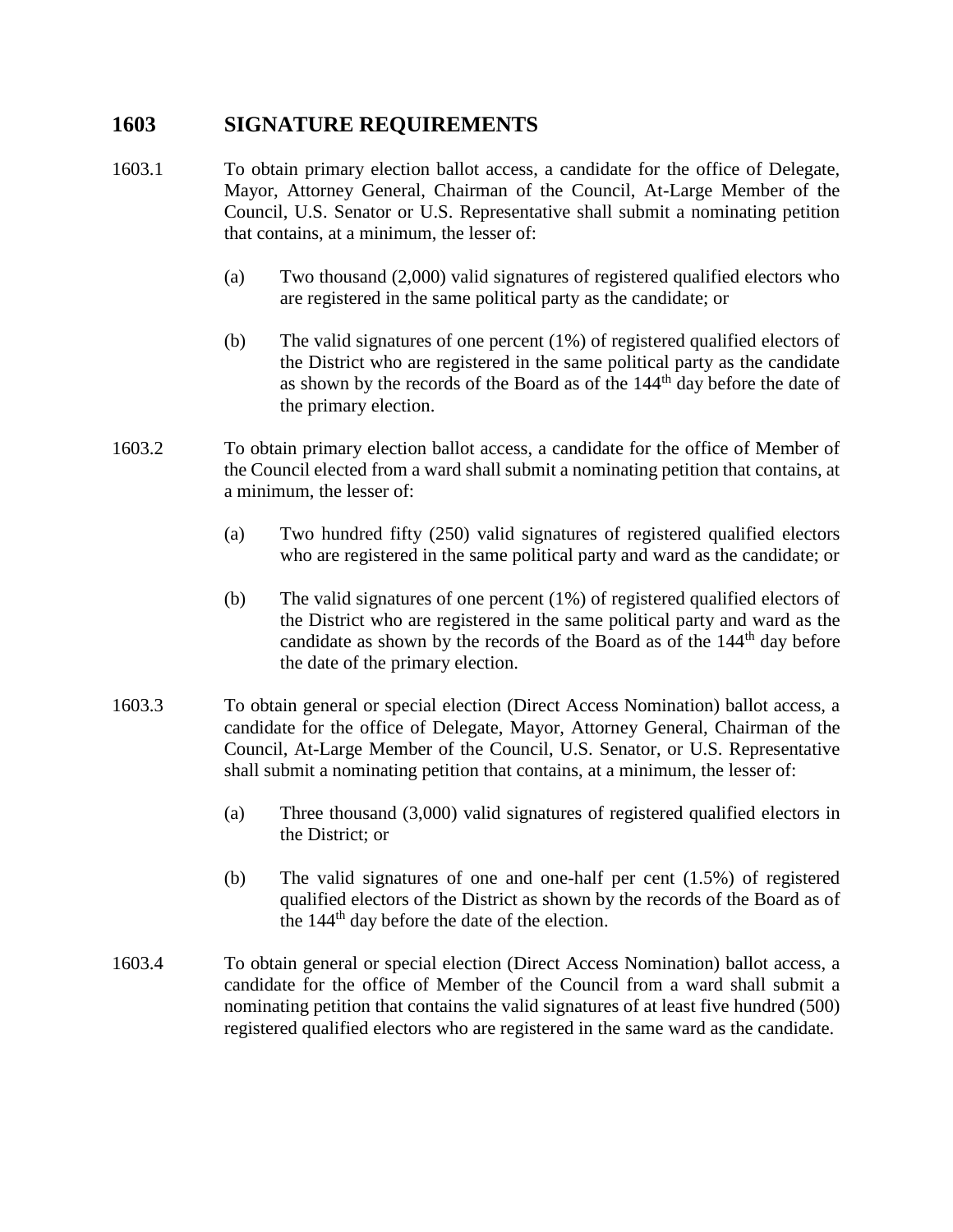## 1603 SIGNATURE REQUIREMENTS

1603.1 To obtain primary election ballot access, a candidate for the office of Delegate, Mayor, Attorney General, Chairman of the Council, At-Large Member of the Council, U.S. Senator or U.S. Representative shall submit a nominating petition that contains, at a minimum, the lesser of:

(a) Two thousand (2,000) valid signatures of registered qualified electors who are registered in the same political party as the candidate; or

(b) The valid signatures of one percent (1%) of registered qualified electors of the District who are registered in the same political party as the candidate as shown by the records of the Board as of the 144th day before the date of the primary election.

1603.2 To obtain primary election ballot access, a candidate for the office of Member of the Council elected from a ward shall submit a nominating petition that contains, at a minimum, the lesser of:

(a) Two hundred fifty (250) valid signatures of registered qualified electors who are registered in the same political party and ward as the candidate; or

(b) The valid signatures of one percent (1%) of registered qualified electors of the District who are registered in the same political party and ward as the candidate as shown by the records of the Board as of the 144th day before the date of the primary election.

1603.3 To obtain general or special election (Direct Access Nomination) ballot access, a candidate for the office of Delegate, Mayor, Attorney General, Chairman of the Council, At-Large Member of the Council, U.S. Senator, or U.S. Representative shall submit a nominating petition that contains, at a minimum, the lesser of:

(a) Three thousand (3,000) valid signatures of registered qualified electors in the District; or

(b) The valid signatures of one and one-half per cent (1.5%) of registered qualified electors of the District as shown by the records of the Board as of the 144th day before the date of the election.

1603.4 To obtain general or special election (Direct Access Nomination) ballot access, a candidate for the office of Member of the Council from a ward shall submit a nominating petition that contains the valid signatures of at least five hundred (500) registered qualified electors who are registered in the same ward as the candidate.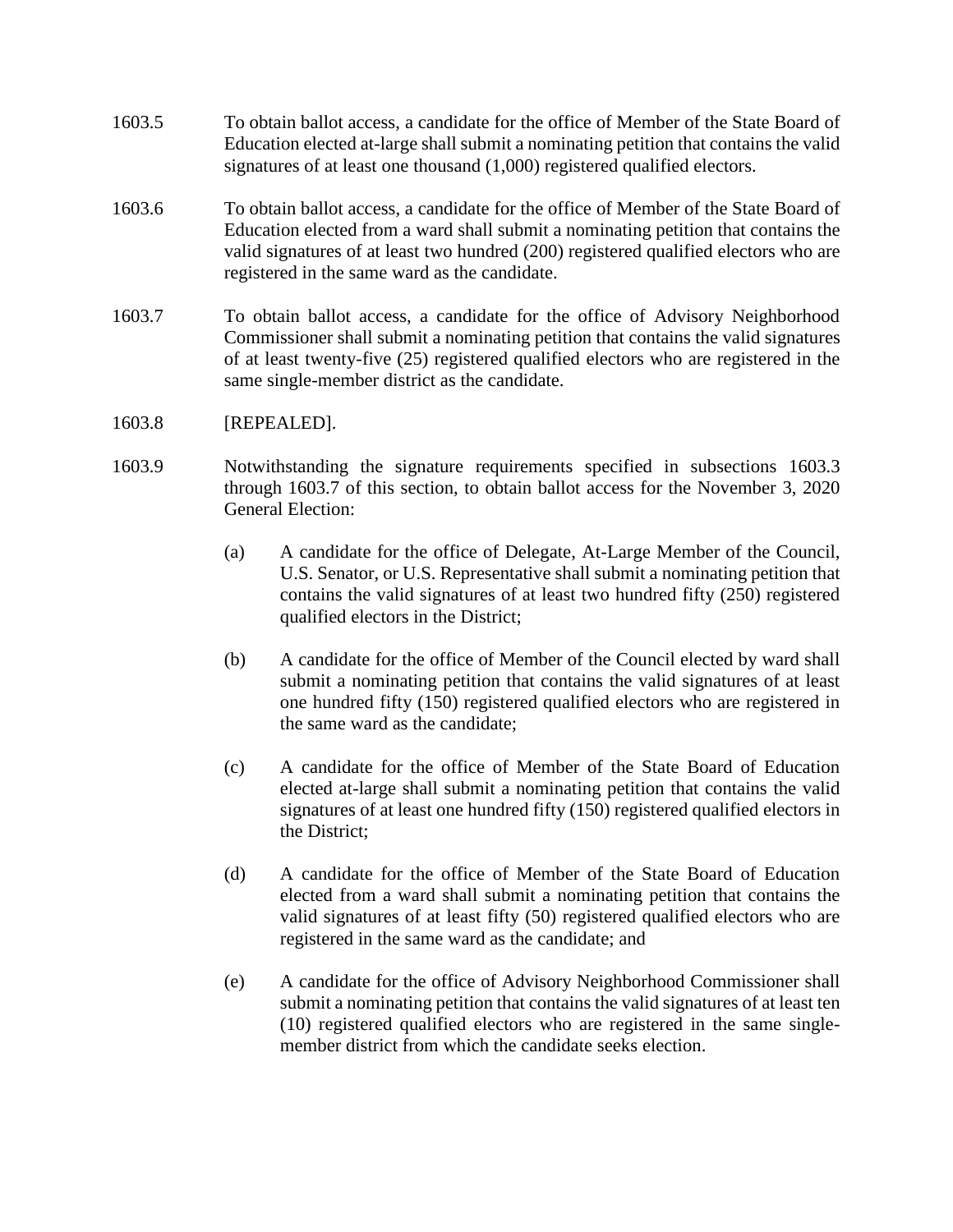1603.5 To obtain ballot access, a candidate for the office of Member of the State Board of Education elected at-large shall submit a nominating petition that contains the valid signatures of at least one thousand (1,000) registered qualified electors.

1603.6 To obtain ballot access, a candidate for the office of Member of the State Board of Education elected from a ward shall submit a nominating petition that contains the valid signatures of at least two hundred (200) registered qualified electors who are registered in the same ward as the candidate.

1603.7 To obtain ballot access, a candidate for the office of Advisory Neighborhood Commissioner shall submit a nominating petition that contains the valid signatures of at least twenty-five (25) registered qualified electors who are registered in the same single-member district as the candidate.

1603.8 [REPEALED].

1603.9 Notwithstanding the signature requirements specified in subsections 1603.3 through 1603.7 of this section, to obtain ballot access for the November 3, 2020 General Election:

(a) A candidate for the office of Delegate, At-Large Member of the Council, U.S. Senator, or U.S. Representative shall submit a nominating petition that contains the valid signatures of at least two hundred fifty (250) registered qualified electors in the District;

(b) A candidate for the office of Member of the Council elected by ward shall submit a nominating petition that contains the valid signatures of at least one hundred fifty (150) registered qualified electors who are registered in the same ward as the candidate;

(c) A candidate for the office of Member of the State Board of Education elected at-large shall submit a nominating petition that contains the valid signatures of at least one hundred fifty (150) registered qualified electors in the District;

(d) A candidate for the office of Member of the State Board of Education elected from a ward shall submit a nominating petition that contains the valid signatures of at least fifty (50) registered qualified electors who are registered in the same ward as the candidate; and

(e) A candidate for the office of Advisory Neighborhood Commissioner shall submit a nominating petition that contains the valid signatures of at least ten (10) registered qualified electors who are registered in the same single-member district from which the candidate seeks election.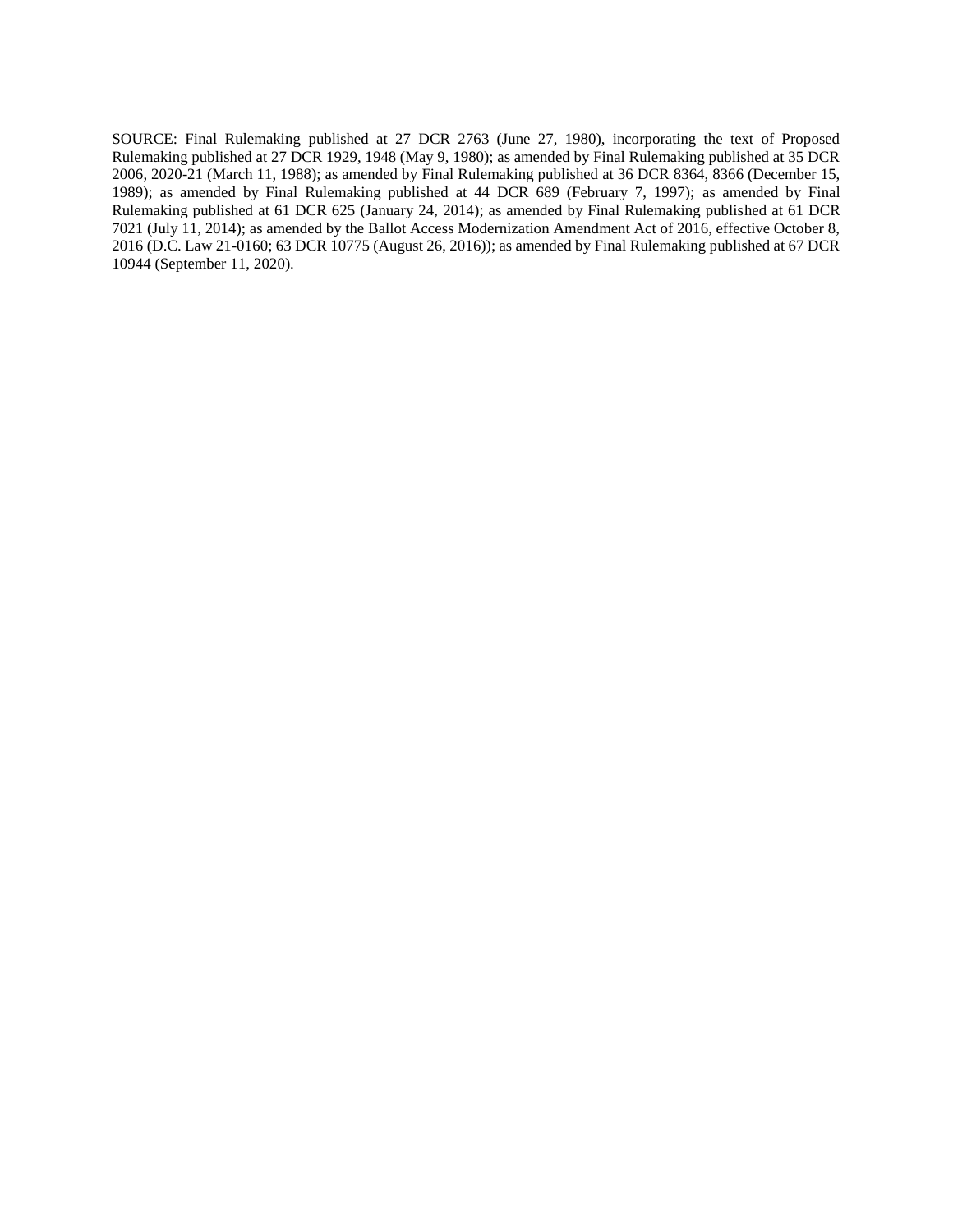SOURCE: Final Rulemaking published at 27 DCR 2763 (June 27, 1980), incorporating the text of Proposed Rulemaking published at 27 DCR 1929, 1948 (May 9, 1980); as amended by Final Rulemaking published at 35 DCR 2006, 2020-21 (March 11, 1988); as amended by Final Rulemaking published at 36 DCR 8364, 8366 (December 15, 1989); as amended by Final Rulemaking published at 44 DCR 689 (February 7, 1997); as amended by Final Rulemaking published at 61 DCR 625 (January 24, 2014); as amended by Final Rulemaking published at 61 DCR 7021 (July 11, 2014); as amended by the Ballot Access Modernization Amendment Act of 2016, effective October 8, 2016 (D.C. Law 21-0160; 63 DCR 10775 (August 26, 2016)); as amended by Final Rulemaking published at 67 DCR 10944 (September 11, 2020).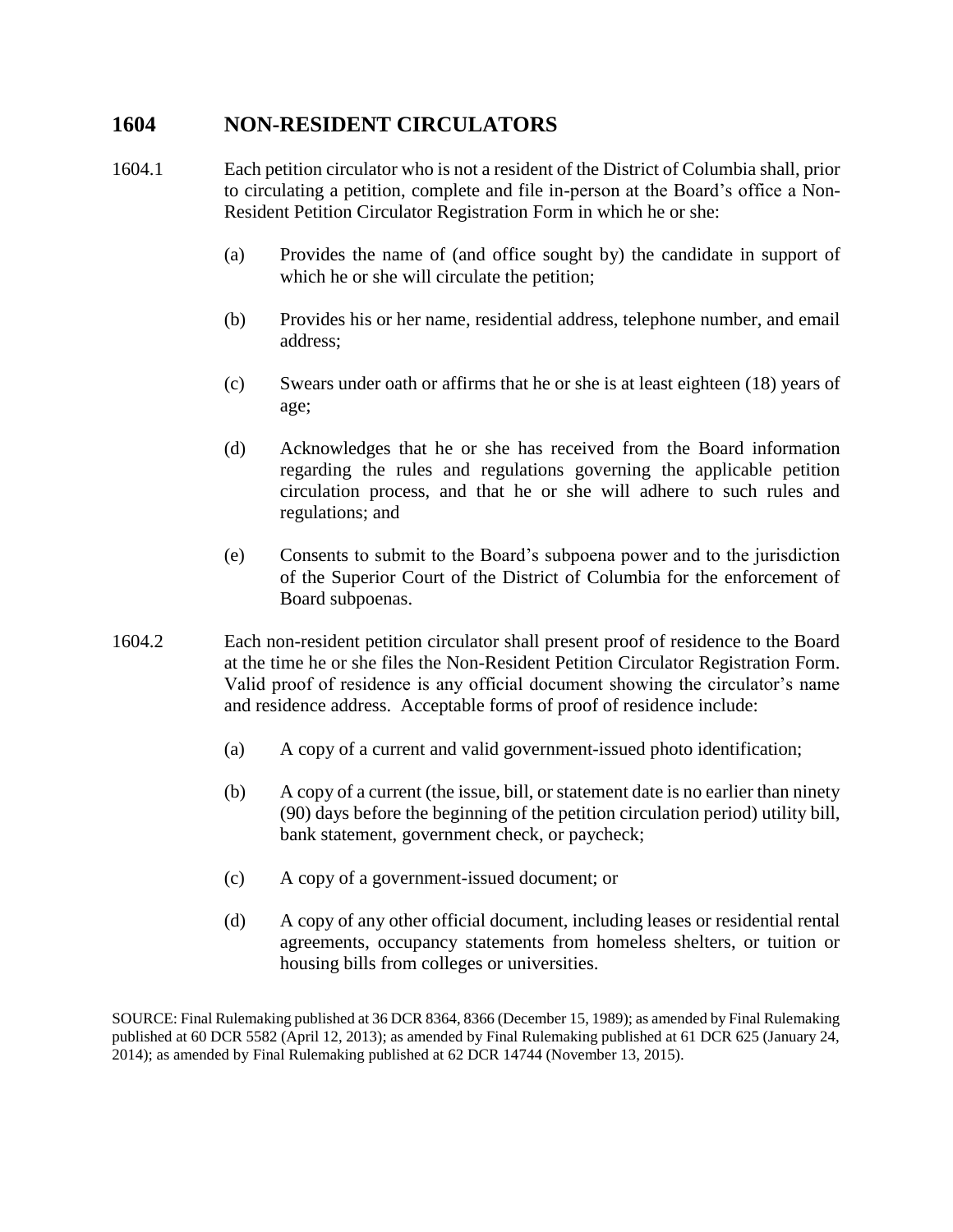## 1604 NON-RESIDENT CIRCULATORS

1604.1 Each petition circulator who is not a resident of the District of Columbia shall, prior to circulating a petition, complete and file in-person at the Board's office a Non-Resident Petition Circulator Registration Form in which he or she:

- (a) Provides the name of (and office sought by) the candidate in support of which he or she will circulate the petition;
- (b) Provides his or her name, residential address, telephone number, and email address;
- (c) Swears under oath or affirms that he or she is at least eighteen (18) years of age;
- (d) Acknowledges that he or she has received from the Board information regarding the rules and regulations governing the applicable petition circulation process, and that he or she will adhere to such rules and regulations; and
- (e) Consents to submit to the Board's subpoena power and to the jurisdiction of the Superior Court of the District of Columbia for the enforcement of Board subpoenas.

1604.2 Each non-resident petition circulator shall present proof of residence to the Board at the time he or she files the Non-Resident Petition Circulator Registration Form. Valid proof of residence is any official document showing the circulator's name and residence address. Acceptable forms of proof of residence include:

- (a) A copy of a current and valid government-issued photo identification;
- (b) A copy of a current (the issue, bill, or statement date is no earlier than ninety (90) days before the beginning of the petition circulation period) utility bill, bank statement, government check, or paycheck;
- (c) A copy of a government-issued document; or
- (d) A copy of any other official document, including leases or residential rental agreements, occupancy statements from homeless shelters, or tuition or housing bills from colleges or universities.

SOURCE: Final Rulemaking published at 36 DCR 8364, 8366 (December 15, 1989); as amended by Final Rulemaking published at 60 DCR 5582 (April 12, 2013); as amended by Final Rulemaking published at 61 DCR 625 (January 24, 2014); as amended by Final Rulemaking published at 62 DCR 14744 (November 13, 2015).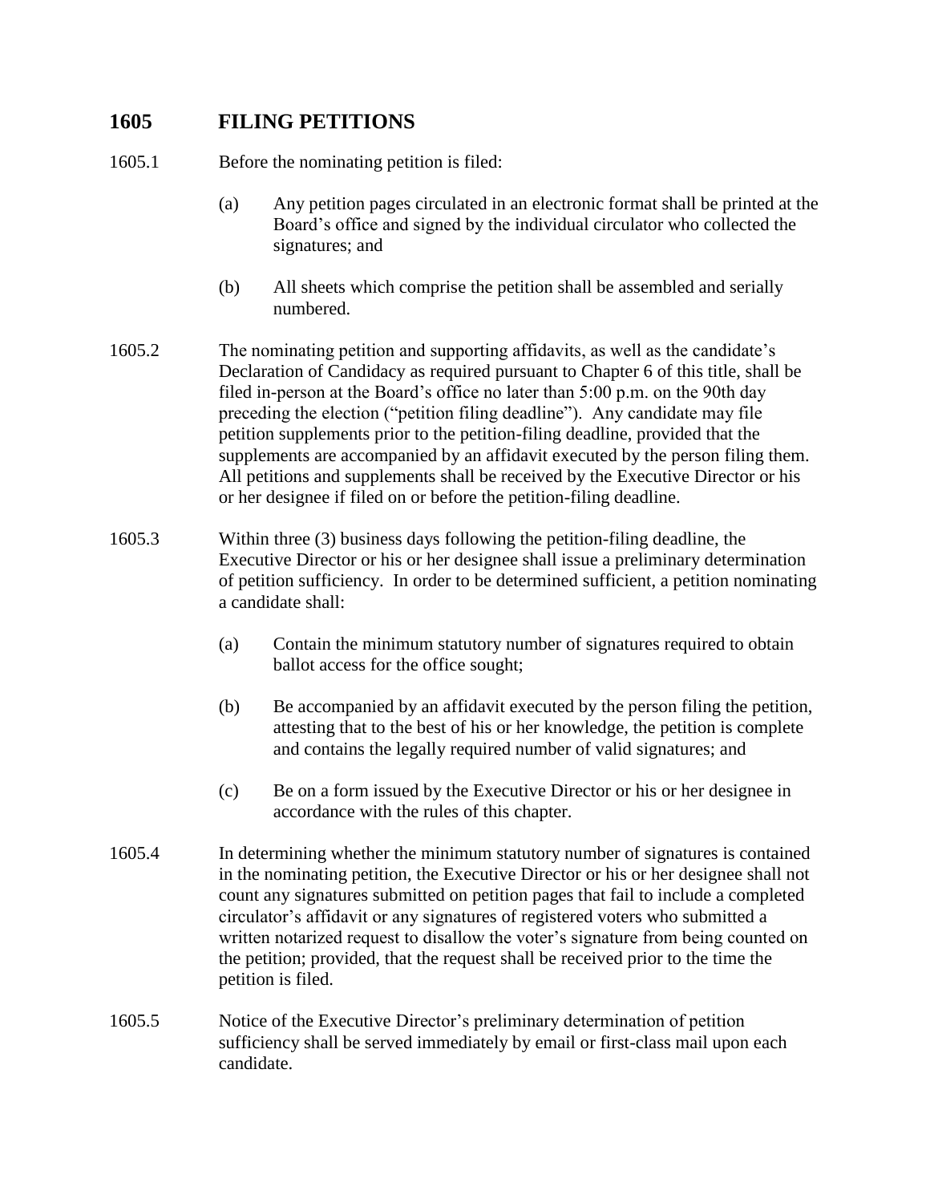## 1605 FILING PETITIONS

1605.1 Before the nominating petition is filed:

(a) Any petition pages circulated in an electronic format shall be printed at the Board's office and signed by the individual circulator who collected the signatures; and

(b) All sheets which comprise the petition shall be assembled and serially numbered.

1605.2 The nominating petition and supporting affidavits, as well as the candidate's Declaration of Candidacy as required pursuant to Chapter 6 of this title, shall be filed in-person at the Board's office no later than 5:00 p.m. on the 90th day preceding the election ("petition filing deadline"). Any candidate may file petition supplements prior to the petition-filing deadline, provided that the supplements are accompanied by an affidavit executed by the person filing them. All petitions and supplements shall be received by the Executive Director or his or her designee if filed on or before the petition-filing deadline.

1605.3 Within three (3) business days following the petition-filing deadline, the Executive Director or his or her designee shall issue a preliminary determination of petition sufficiency. In order to be determined sufficient, a petition nominating a candidate shall:

(a) Contain the minimum statutory number of signatures required to obtain ballot access for the office sought;

(b) Be accompanied by an affidavit executed by the person filing the petition, attesting that to the best of his or her knowledge, the petition is complete and contains the legally required number of valid signatures; and

(c) Be on a form issued by the Executive Director or his or her designee in accordance with the rules of this chapter.

1605.4 In determining whether the minimum statutory number of signatures is contained in the nominating petition, the Executive Director or his or her designee shall not count any signatures submitted on petition pages that fail to include a completed circulator's affidavit or any signatures of registered voters who submitted a written notarized request to disallow the voter's signature from being counted on the petition; provided, that the request shall be received prior to the time the petition is filed.

1605.5 Notice of the Executive Director's preliminary determination of petition sufficiency shall be served immediately by email or first-class mail upon each candidate.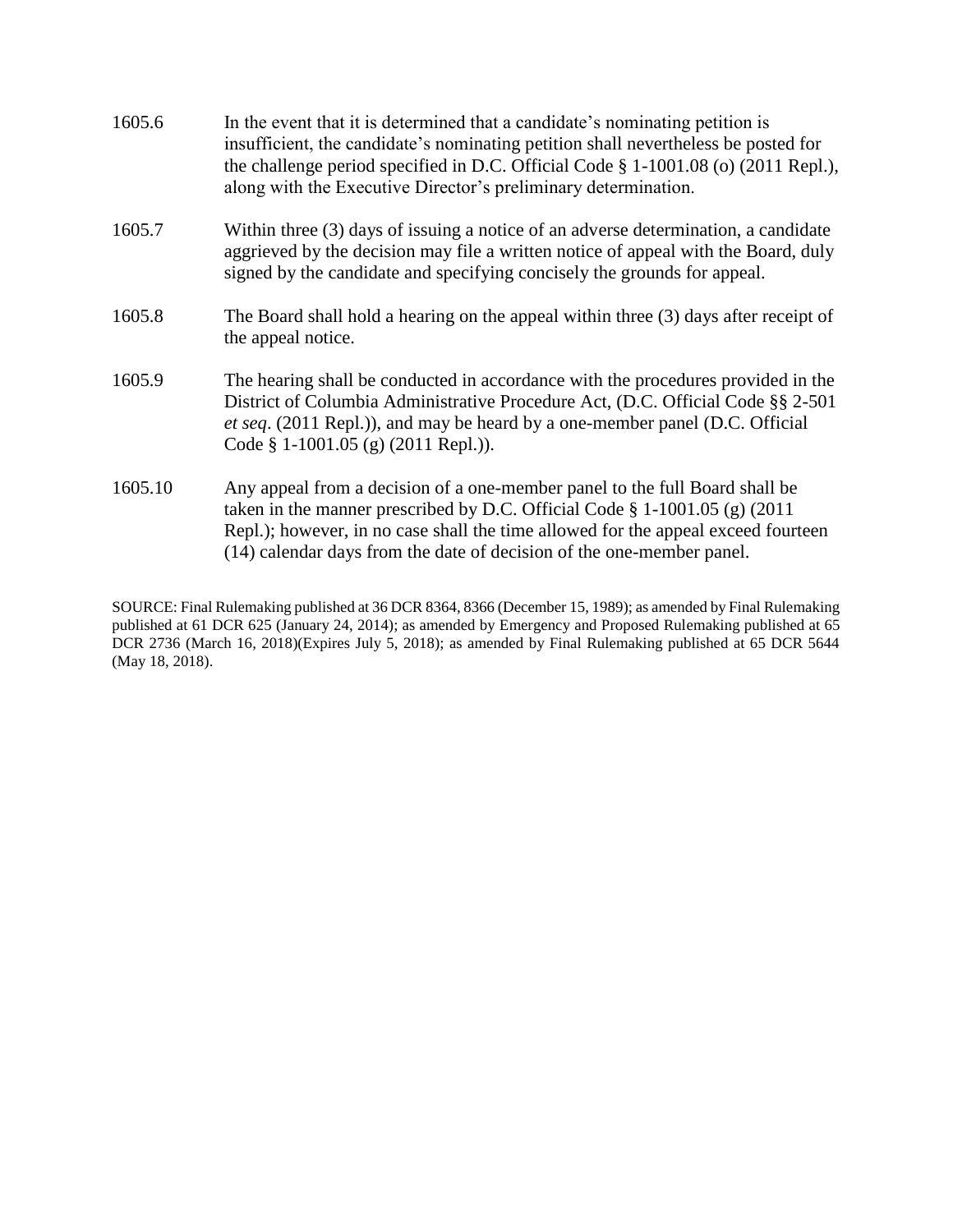1605.6 In the event that it is determined that a candidate's nominating petition is insufficient, the candidate's nominating petition shall nevertheless be posted for the challenge period specified in D.C. Official Code § 1-1001.08 (o) (2011 Repl.), along with the Executive Director's preliminary determination.

1605.7 Within three (3) days of issuing a notice of an adverse determination, a candidate aggrieved by the decision may file a written notice of appeal with the Board, duly signed by the candidate and specifying concisely the grounds for appeal.

1605.8 The Board shall hold a hearing on the appeal within three (3) days after receipt of the appeal notice.

1605.9 The hearing shall be conducted in accordance with the procedures provided in the District of Columbia Administrative Procedure Act, (D.C. Official Code §§ 2-501 *et seq*. (2011 Repl.)), and may be heard by a one-member panel (D.C. Official Code § 1-1001.05 (g) (2011 Repl.)).

1605.10 Any appeal from a decision of a one-member panel to the full Board shall be taken in the manner prescribed by D.C. Official Code § 1-1001.05 (g) (2011 Repl.); however, in no case shall the time allowed for the appeal exceed fourteen (14) calendar days from the date of decision of the one-member panel.

SOURCE: Final Rulemaking published at 36 DCR 8364, 8366 (December 15, 1989); as amended by Final Rulemaking published at 61 DCR 625 (January 24, 2014); as amended by Emergency and Proposed Rulemaking published at 65 DCR 2736 (March 16, 2018)(Expires July 5, 2018); as amended by Final Rulemaking published at 65 DCR 5644 (May 18, 2018).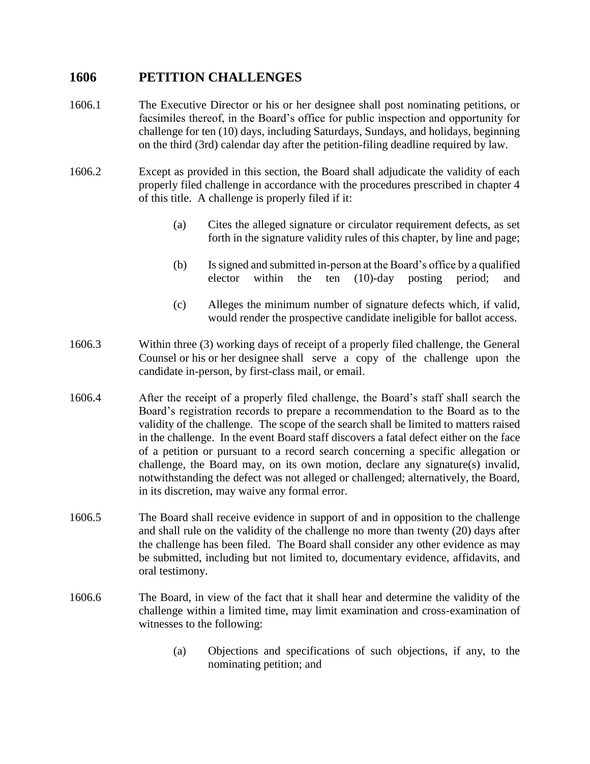## 1606 PETITION CHALLENGES

1606.1 The Executive Director or his or her designee shall post nominating petitions, or facsimiles thereof, in the Board's office for public inspection and opportunity for challenge for ten (10) days, including Saturdays, Sundays, and holidays, beginning on the third (3rd) calendar day after the petition-filing deadline required by law.

1606.2 Except as provided in this section, the Board shall adjudicate the validity of each properly filed challenge in accordance with the procedures prescribed in chapter 4 of this title. A challenge is properly filed if it:

(a) Cites the alleged signature or circulator requirement defects, as set forth in the signature validity rules of this chapter, by line and page;

(b) Is signed and submitted in-person at the Board's office by a qualified elector within the ten (10)-day posting period; and

(c) Alleges the minimum number of signature defects which, if valid, would render the prospective candidate ineligible for ballot access.

1606.3 Within three (3) working days of receipt of a properly filed challenge, the General Counsel or his or her designee shall serve a copy of the challenge upon the candidate in-person, by first-class mail, or email.

1606.4 After the receipt of a properly filed challenge, the Board's staff shall search the Board's registration records to prepare a recommendation to the Board as to the validity of the challenge. The scope of the search shall be limited to matters raised in the challenge. In the event Board staff discovers a fatal defect either on the face of a petition or pursuant to a record search concerning a specific allegation or challenge, the Board may, on its own motion, declare any signature(s) invalid, notwithstanding the defect was not alleged or challenged; alternatively, the Board, in its discretion, may waive any formal error.

1606.5 The Board shall receive evidence in support of and in opposition to the challenge and shall rule on the validity of the challenge no more than twenty (20) days after the challenge has been filed. The Board shall consider any other evidence as may be submitted, including but not limited to, documentary evidence, affidavits, and oral testimony.

1606.6 The Board, in view of the fact that it shall hear and determine the validity of the challenge within a limited time, may limit examination and cross-examination of witnesses to the following:

(a) Objections and specifications of such objections, if any, to the nominating petition; and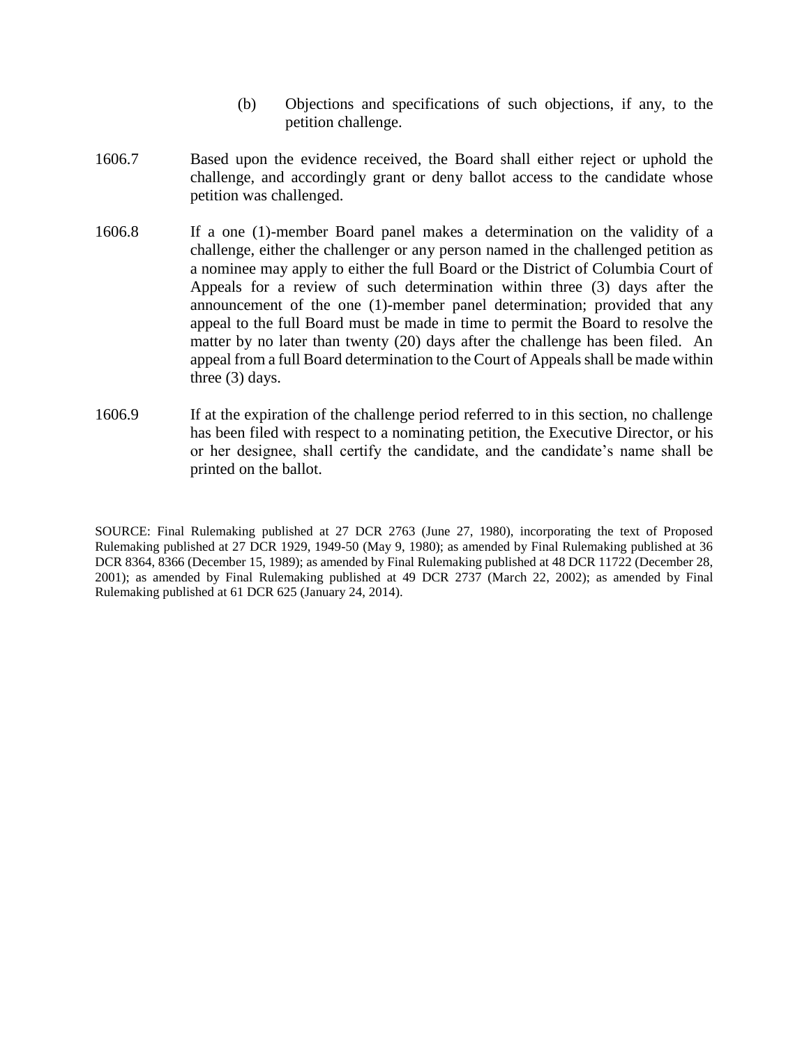(b) Objections and specifications of such objections, if any, to the petition challenge.

1606.7 Based upon the evidence received, the Board shall either reject or uphold the challenge, and accordingly grant or deny ballot access to the candidate whose petition was challenged.

1606.8 If a one (1)-member Board panel makes a determination on the validity of a challenge, either the challenger or any person named in the challenged petition as a nominee may apply to either the full Board or the District of Columbia Court of Appeals for a review of such determination within three (3) days after the announcement of the one (1)-member panel determination; provided that any appeal to the full Board must be made in time to permit the Board to resolve the matter by no later than twenty (20) days after the challenge has been filed. An appeal from a full Board determination to the Court of Appeals shall be made within three (3) days.

1606.9 If at the expiration of the challenge period referred to in this section, no challenge has been filed with respect to a nominating petition, the Executive Director, or his or her designee, shall certify the candidate, and the candidate's name shall be printed on the ballot.

SOURCE: Final Rulemaking published at 27 DCR 2763 (June 27, 1980), incorporating the text of Proposed Rulemaking published at 27 DCR 1929, 1949-50 (May 9, 1980); as amended by Final Rulemaking published at 36 DCR 8364, 8366 (December 15, 1989); as amended by Final Rulemaking published at 48 DCR 11722 (December 28, 2001); as amended by Final Rulemaking published at 49 DCR 2737 (March 22, 2002); as amended by Final Rulemaking published at 61 DCR 625 (January 24, 2014).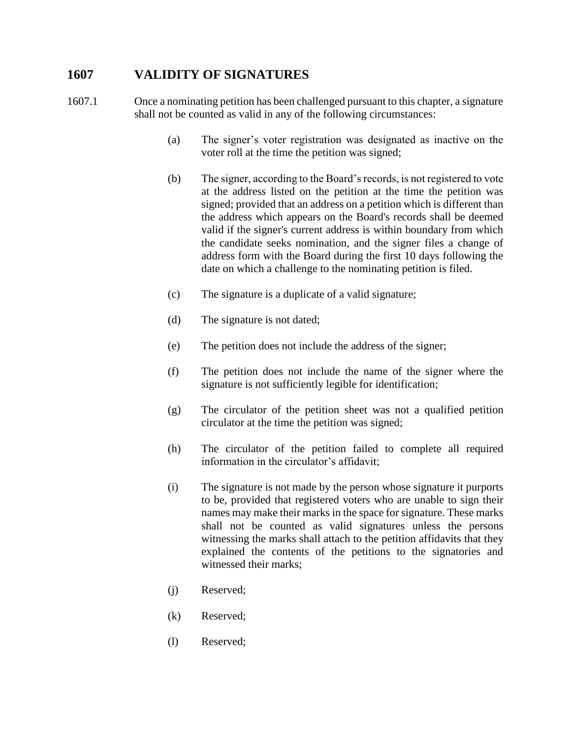## 1607 VALIDITY OF SIGNATURES

1607.1 Once a nominating petition has been challenged pursuant to this chapter, a signature shall not be counted as valid in any of the following circumstances:

(a) The signer's voter registration was designated as inactive on the voter roll at the time the petition was signed;

(b) The signer, according to the Board's records, is not registered to vote at the address listed on the petition at the time the petition was signed; provided that an address on a petition which is different than the address which appears on the Board's records shall be deemed valid if the signer's current address is within boundary from which the candidate seeks nomination, and the signer files a change of address form with the Board during the first 10 days following the date on which a challenge to the nominating petition is filed.

(c) The signature is a duplicate of a valid signature;

(d) The signature is not dated;

(e) The petition does not include the address of the signer;

(f) The petition does not include the name of the signer where the signature is not sufficiently legible for identification;

(g) The circulator of the petition sheet was not a qualified petition circulator at the time the petition was signed;

(h) The circulator of the petition failed to complete all required information in the circulator's affidavit;

(i) The signature is not made by the person whose signature it purports to be, provided that registered voters who are unable to sign their names may make their marks in the space for signature. These marks shall not be counted as valid signatures unless the persons witnessing the marks shall attach to the petition affidavits that they explained the contents of the petitions to the signatories and witnessed their marks;

(j) Reserved;

(k) Reserved;

(l) Reserved;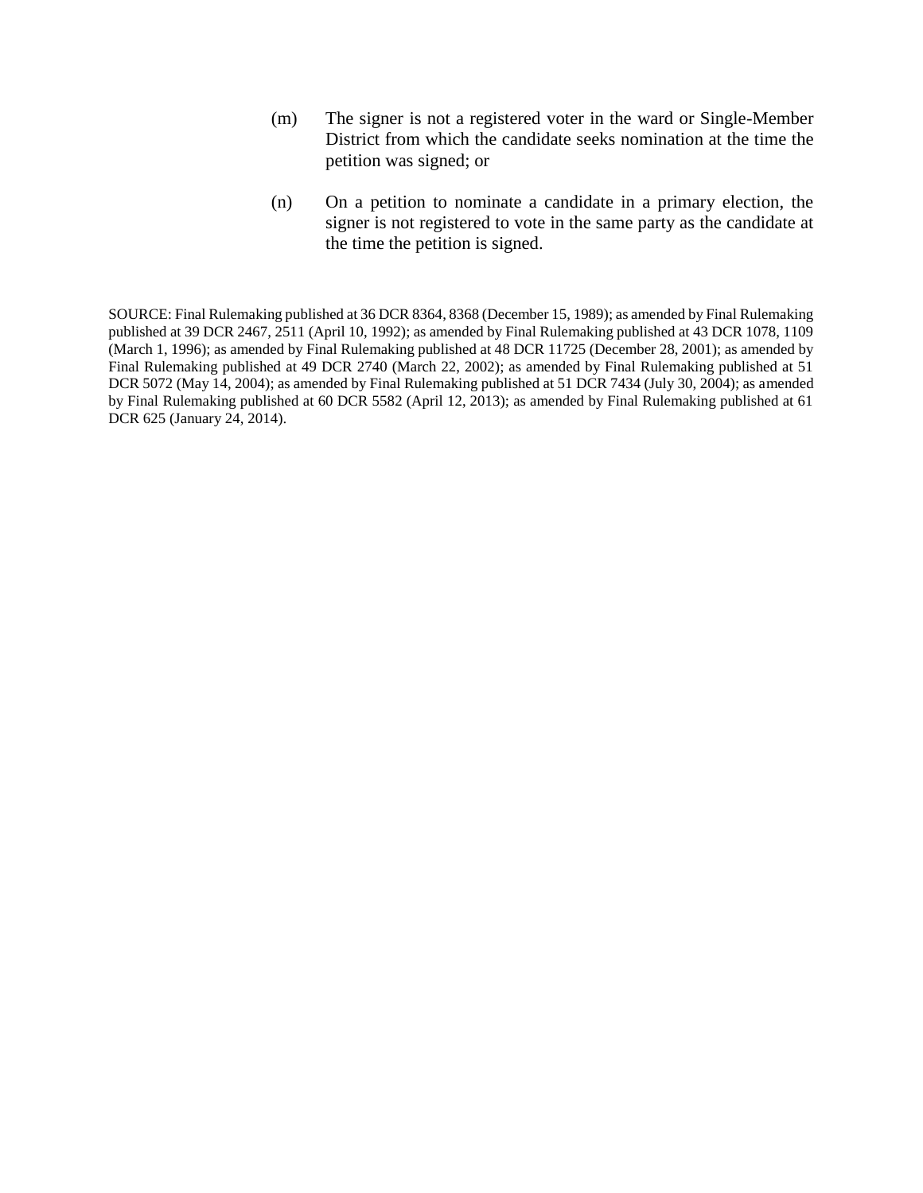(m) The signer is not a registered voter in the ward or Single-Member District from which the candidate seeks nomination at the time the petition was signed; or

(n) On a petition to nominate a candidate in a primary election, the signer is not registered to vote in the same party as the candidate at the time the petition is signed.

SOURCE: Final Rulemaking published at 36 DCR 8364, 8368 (December 15, 1989); as amended by Final Rulemaking published at 39 DCR 2467, 2511 (April 10, 1992); as amended by Final Rulemaking published at 43 DCR 1078, 1109 (March 1, 1996); as amended by Final Rulemaking published at 48 DCR 11725 (December 28, 2001); as amended by Final Rulemaking published at 49 DCR 2740 (March 22, 2002); as amended by Final Rulemaking published at 51 DCR 5072 (May 14, 2004); as amended by Final Rulemaking published at 51 DCR 7434 (July 30, 2004); as amended by Final Rulemaking published at 60 DCR 5582 (April 12, 2013); as amended by Final Rulemaking published at 61 DCR 625 (January 24, 2014).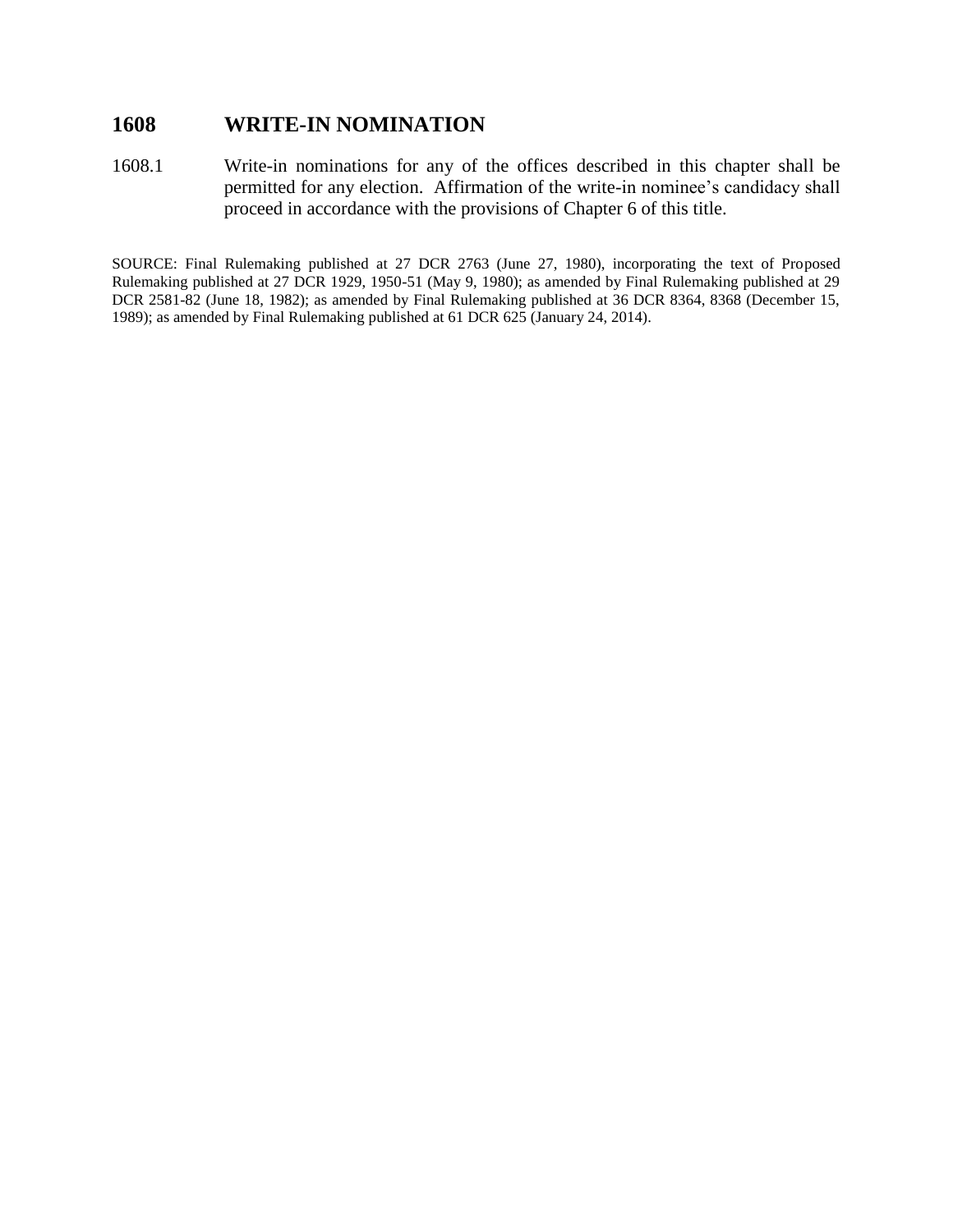## 1608 WRITE-IN NOMINATION

1608.1 Write-in nominations for any of the offices described in this chapter shall be permitted for any election. Affirmation of the write-in nominee's candidacy shall proceed in accordance with the provisions of Chapter 6 of this title.

SOURCE: Final Rulemaking published at 27 DCR 2763 (June 27, 1980), incorporating the text of Proposed Rulemaking published at 27 DCR 1929, 1950-51 (May 9, 1980); as amended by Final Rulemaking published at 29 DCR 2581-82 (June 18, 1982); as amended by Final Rulemaking published at 36 DCR 8364, 8368 (December 15, 1989); as amended by Final Rulemaking published at 61 DCR 625 (January 24, 2014).